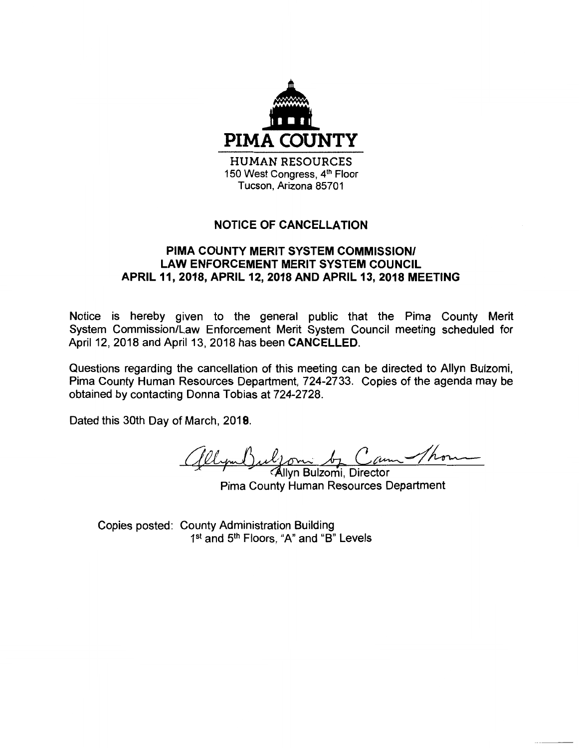# PIMA COUNTY

HUMAN RESOURCES
150 West Congress, 4th Floor
Tucson, Arizona 85701

## NOTICE OF CANCELLATION

### PIMA COUNTY MERIT SYSTEM COMMISSION/ LAW ENFORCEMENT MERIT SYSTEM COUNCIL APRIL 11, 2018, APRIL 12, 2018 AND APRIL 13, 2018 MEETING

Notice is hereby given to the general public that the Pima County Merit System Commission/Law Enforcement Merit System Council meeting scheduled for April 12, 2018 and April 13, 2018 has been **CANCELLED**.

Questions regarding the cancellation of this meeting can be directed to Allyn Bulzomi, Pima County Human Resources Department, 724-2733. Copies of the agenda may be obtained by contacting Donna Tobias at 724-2728.

Dated this 30th Day of March, 2018.

Allyn Bulzomi by Cam Thom

Allyn Bulzomi, Director
Pima County Human Resources Department

Copies posted: County Administration Building
1st and 5th Floors, "A" and "B" Levels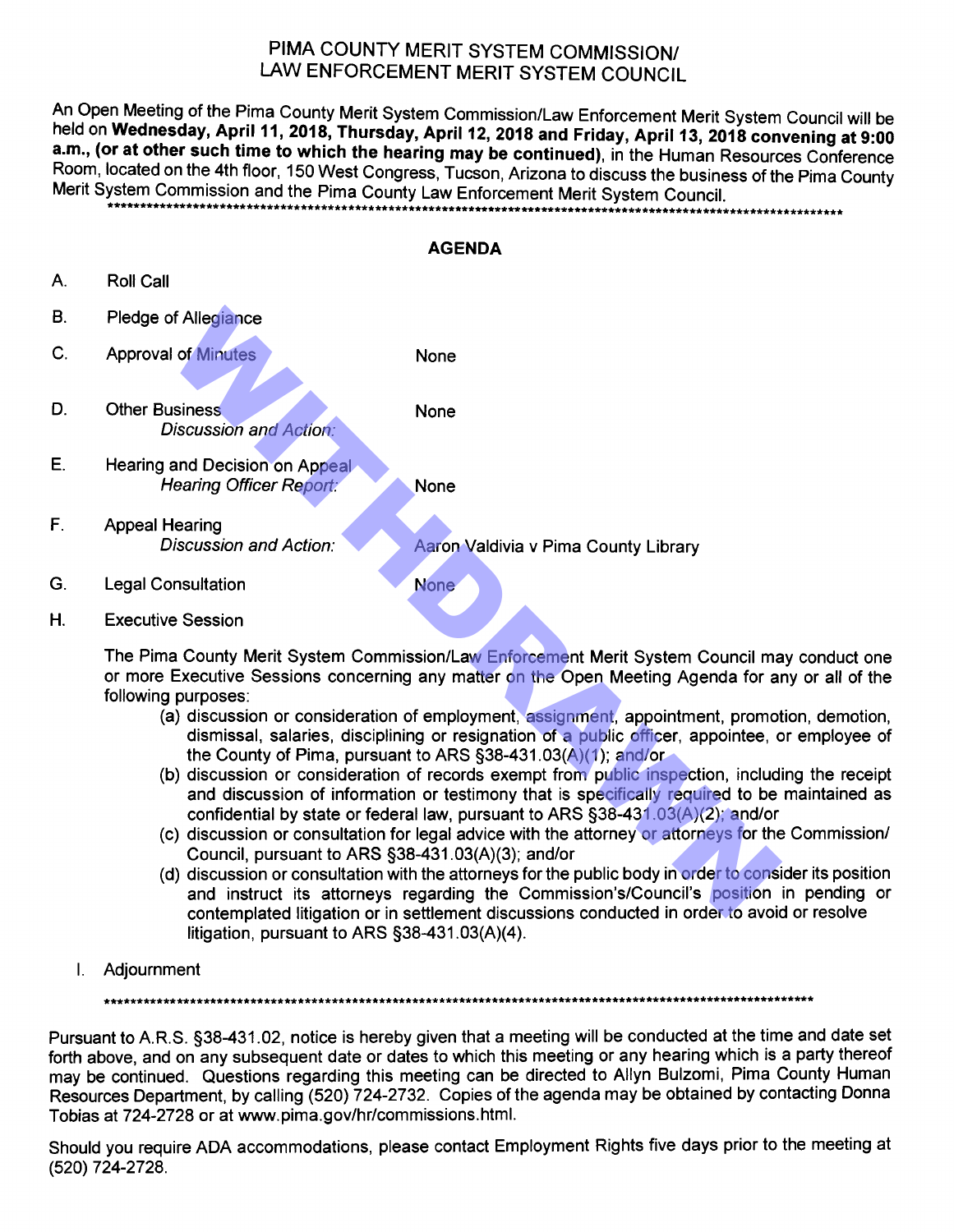# PIMA COUNTY MERIT SYSTEM COMMISSION/ LAW ENFORCEMENT MERIT SYSTEM COUNCIL

An Open Meeting of the Pima County Merit System Commission/Law Enforcement Merit System Council will be held on **Wednesday, April 11, 2018, Thursday, April 12, 2018 and Friday, April 13, 2018 convening at 9:00 a.m., (or at other such time to which the hearing may be continued)**, in the Human Resources Conference Room, located on the 4th floor, 150 West Congress, Tucson, Arizona to discuss the business of the Pima County Merit System Commission and the Pima County Law Enforcement Merit System Council.

\*\*\*\*\*\*\*\*\*\*\*\*\*\*\*\*\*\*\*\*\*\*\*\*\*\*\*\*\*\*\*\*\*\*\*\*\*\*\*\*\*\*\*\*\*\*\*\*\*\*\*\*\*\*\*\*\*\*\*\*\*\*\*\*\*\*\*\*\*\*\*\*\*\*\*\*\*\*\*\*\*\*\*\*\*\*

WITHDRAWN

## AGENDA

A. Roll Call

B. Pledge of Allegiance

C. Approval of Minutes — None

D. Other Business — None
*Discussion and Action:*

E. Hearing and Decision on Appeal
*Hearing Officer Report:* — None

F. Appeal Hearing
*Discussion and Action:* — Aaron Valdivia v Pima County Library

G. Legal Consultation — None

H. Executive Session

The Pima County Merit System Commission/Law Enforcement Merit System Council may conduct one or more Executive Sessions concerning any matter on the Open Meeting Agenda for any or all of the following purposes:

(a) discussion or consideration of employment, assignment, appointment, promotion, demotion, dismissal, salaries, disciplining or resignation of a public officer, appointee, or employee of the County of Pima, pursuant to ARS §38-431.03(A)(1); and/or
(b) discussion or consideration of records exempt from public inspection, including the receipt and discussion of information or testimony that is specifically required to be maintained as confidential by state or federal law, pursuant to ARS §38-431.03(A)(2); and/or
(c) discussion or consultation for legal advice with the attorney or attorneys for the Commission/ Council, pursuant to ARS §38-431.03(A)(3); and/or
(d) discussion or consultation with the attorneys for the public body in order to consider its position and instruct its attorneys regarding the Commission's/Council's position in pending or contemplated litigation or in settlement discussions conducted in order to avoid or resolve litigation, pursuant to ARS §38-431.03(A)(4).

I. Adjournment

\*\*\*\*\*\*\*\*\*\*\*\*\*\*\*\*\*\*\*\*\*\*\*\*\*\*\*\*\*\*\*\*\*\*\*\*\*\*\*\*\*\*\*\*\*\*\*\*\*\*\*\*\*\*\*\*\*\*\*\*\*\*\*\*\*\*\*\*\*\*\*\*\*\*\*\*\*\*\*\*\*\*\*\*\*\*

Pursuant to A.R.S. §38-431.02, notice is hereby given that a meeting will be conducted at the time and date set forth above, and on any subsequent date or dates to which this meeting or any hearing which is a party thereof may be continued. Questions regarding this meeting can be directed to Allyn Bulzomi, Pima County Human Resources Department, by calling (520) 724-2732. Copies of the agenda may be obtained by contacting Donna Tobias at 724-2728 or at www.pima.gov/hr/commissions.html.

Should you require ADA accommodations, please contact Employment Rights five days prior to the meeting at (520) 724-2728.